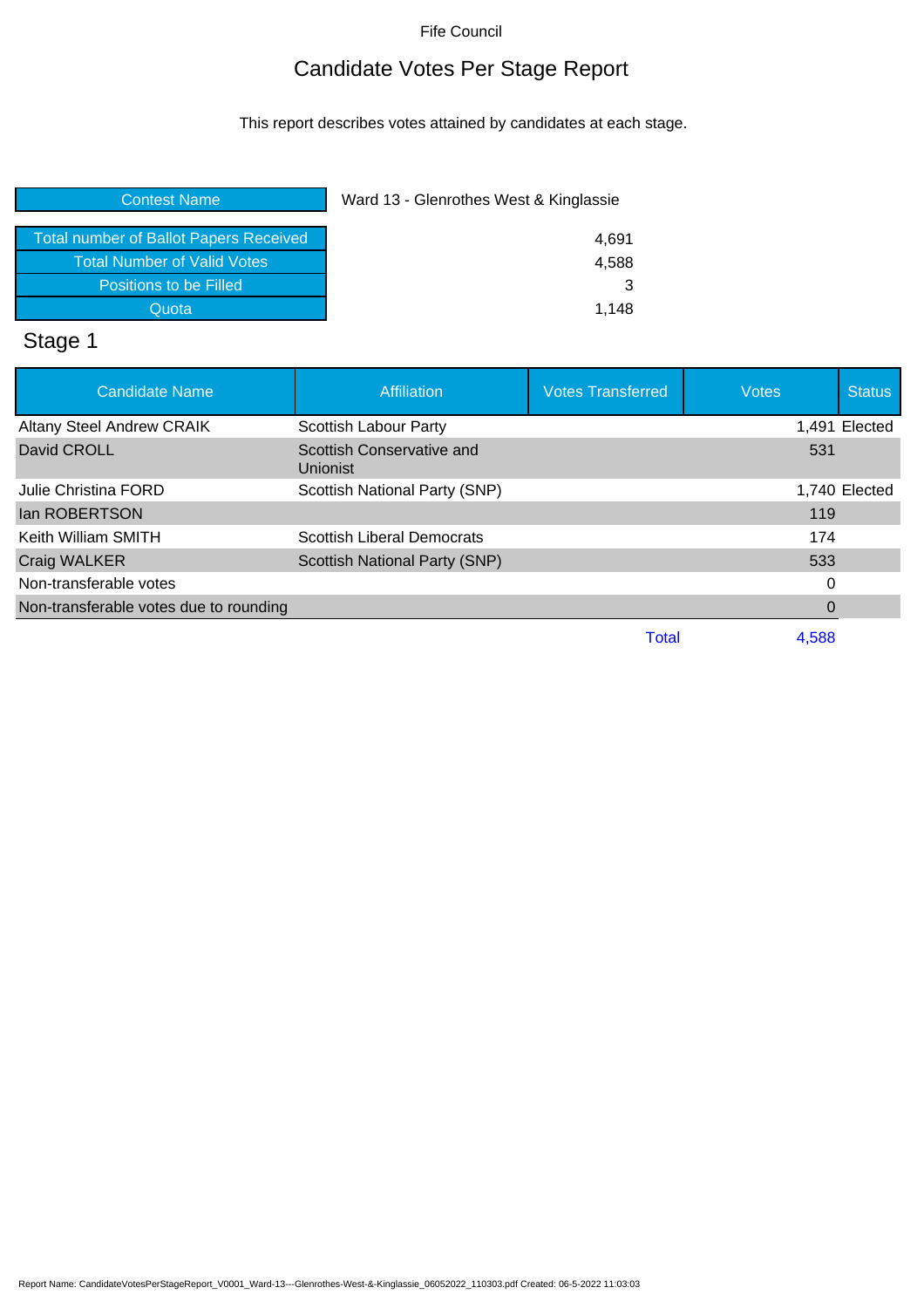Fife Council

# Candidate Votes Per Stage Report

This report describes votes attained by candidates at each stage.

| | |
|---|---|
| Contest Name | Ward 13 - Glenrothes West & Kinglassie |
| Total number of Ballot Papers Received | 4,691 |
| Total Number of Valid Votes | 4,588 |
| Positions to be Filled | 3 |
| Quota | 1,148 |

## Stage 1

| Candidate Name | Affiliation | Votes Transferred | Votes | Status |
|---|---|---|---|---|
| Altany Steel Andrew CRAIK | Scottish Labour Party | | 1,491 | Elected |
| David CROLL | Scottish Conservative and Unionist | | 531 | |
| Julie Christina FORD | Scottish National Party (SNP) | | 1,740 | Elected |
| Ian ROBERTSON | | | 119 | |
| Keith William SMITH | Scottish Liberal Democrats | | 174 | |
| Craig WALKER | Scottish National Party (SNP) | | 533 | |
| Non-transferable votes | | | 0 | |
| Non-transferable votes due to rounding | | | 0 | |
| | | Total | 4,588 | |

Report Name: CandidateVotesPerStageReport_V0001_Ward-13---Glenrothes-West-&-Kinglassie_06052022_110303.pdf Created: 06-5-2022 11:03:03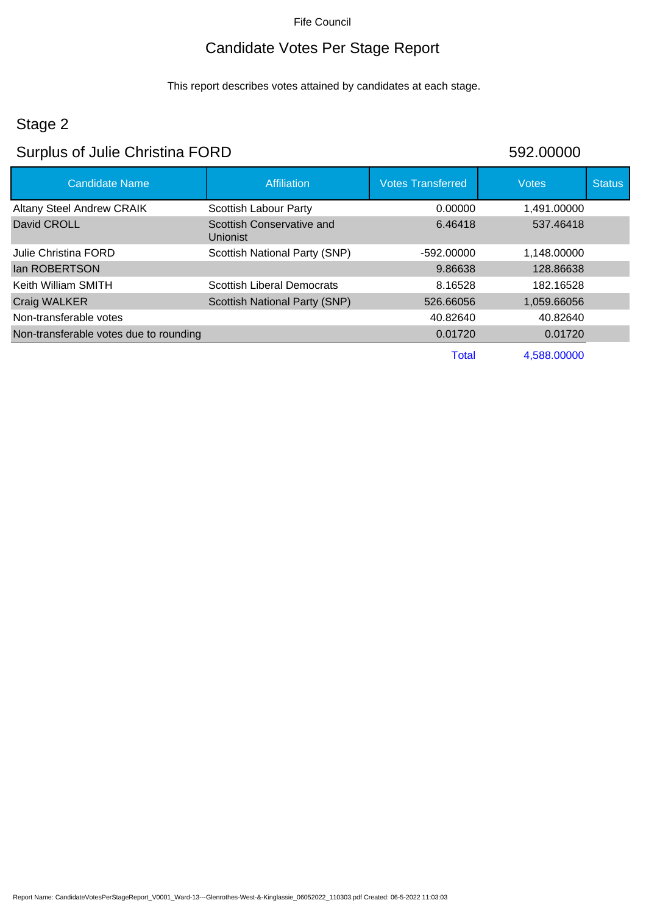Fife Council

# Candidate Votes Per Stage Report

This report describes votes attained by candidates at each stage.

## Stage 2

## Surplus of Julie Christina FORD 592.00000

| Candidate Name | Affiliation | Votes Transferred | Votes | Status |
|---|---|---|---|---|
| Altany Steel Andrew CRAIK | Scottish Labour Party | 0.00000 | 1,491.00000 | |
| David CROLL | Scottish Conservative and Unionist | 6.46418 | 537.46418 | |
| Julie Christina FORD | Scottish National Party (SNP) | -592.00000 | 1,148.00000 | |
| Ian ROBERTSON | | 9.86638 | 128.86638 | |
| Keith William SMITH | Scottish Liberal Democrats | 8.16528 | 182.16528 | |
| Craig WALKER | Scottish National Party (SNP) | 526.66056 | 1,059.66056 | |
| Non-transferable votes | | 40.82640 | 40.82640 | |
| Non-transferable votes due to rounding | | 0.01720 | 0.01720 | |
| | | Total | 4,588.00000 | |

Report Name: CandidateVotesPerStageReport_V0001_Ward-13---Glenrothes-West-&-Kinglassie_06052022_110303.pdf Created: 06-5-2022 11:03:03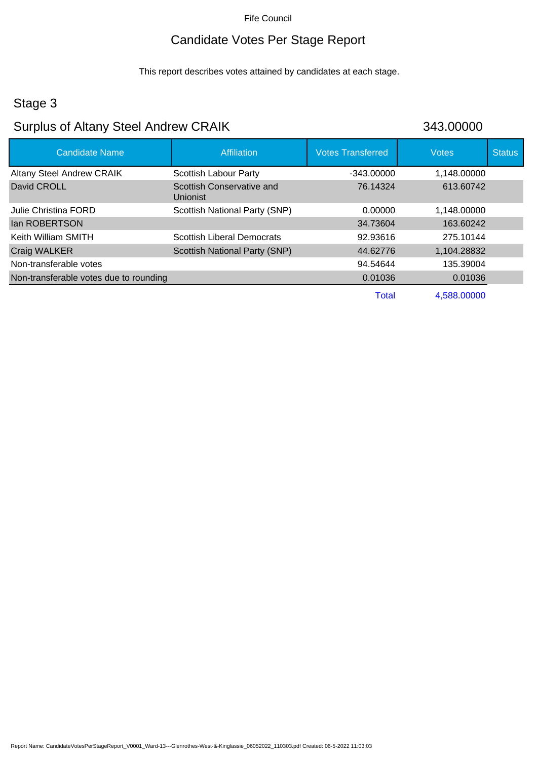Fife Council

# Candidate Votes Per Stage Report

This report describes votes attained by candidates at each stage.

## Stage 3

## Surplus of Altany Steel Andrew CRAIK 343.00000

| Candidate Name | Affiliation | Votes Transferred | Votes | Status |
|---|---|---|---|---|
| Altany Steel Andrew CRAIK | Scottish Labour Party | -343.00000 | 1,148.00000 | |
| David CROLL | Scottish Conservative and Unionist | 76.14324 | 613.60742 | |
| Julie Christina FORD | Scottish National Party (SNP) | 0.00000 | 1,148.00000 | |
| Ian ROBERTSON | | 34.73604 | 163.60242 | |
| Keith William SMITH | Scottish Liberal Democrats | 92.93616 | 275.10144 | |
| Craig WALKER | Scottish National Party (SNP) | 44.62776 | 1,104.28832 | |
| Non-transferable votes | | 94.54644 | 135.39004 | |
| Non-transferable votes due to rounding | | 0.01036 | 0.01036 | |
| | | Total | 4,588.00000 | |

Report Name: CandidateVotesPerStageReport_V0001_Ward-13---Glenrothes-West-&-Kinglassie_06052022_110303.pdf Created: 06-5-2022 11:03:03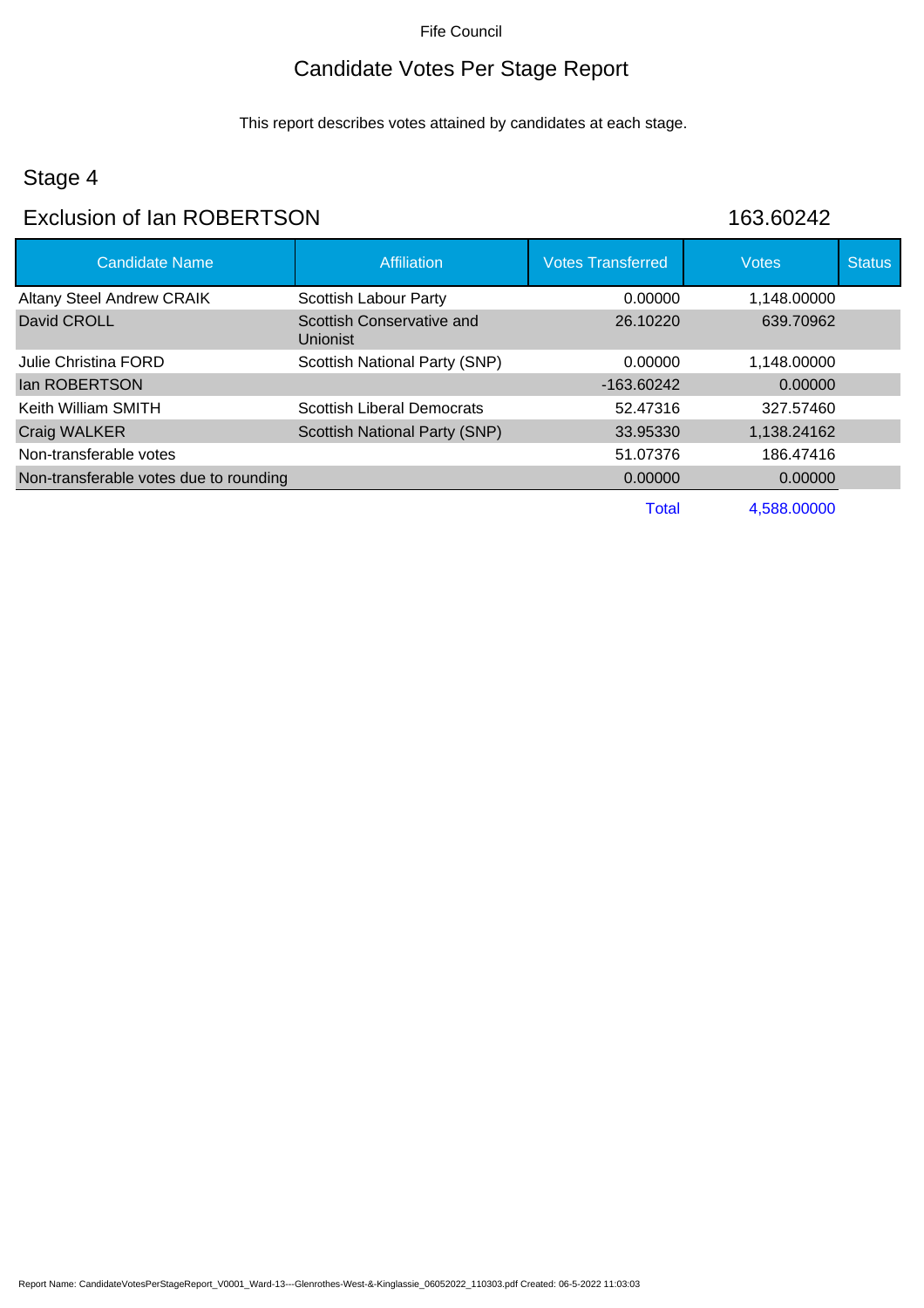Fife Council

# Candidate Votes Per Stage Report

This report describes votes attained by candidates at each stage.

## Stage 4

## Exclusion of Ian ROBERTSON 163.60242

| Candidate Name | Affiliation | Votes Transferred | Votes | Status |
|---|---|---|---|---|
| Altany Steel Andrew CRAIK | Scottish Labour Party | 0.00000 | 1,148.00000 | |
| David CROLL | Scottish Conservative and Unionist | 26.10220 | 639.70962 | |
| Julie Christina FORD | Scottish National Party (SNP) | 0.00000 | 1,148.00000 | |
| Ian ROBERTSON | | -163.60242 | 0.00000 | |
| Keith William SMITH | Scottish Liberal Democrats | 52.47316 | 327.57460 | |
| Craig WALKER | Scottish National Party (SNP) | 33.95330 | 1,138.24162 | |
| Non-transferable votes | | 51.07376 | 186.47416 | |
| Non-transferable votes due to rounding | | 0.00000 | 0.00000 | |
| | | Total | 4,588.00000 | |

Report Name: CandidateVotesPerStageReport_V0001_Ward-13---Glenrothes-West-&-Kinglassie_06052022_110303.pdf Created: 06-5-2022 11:03:03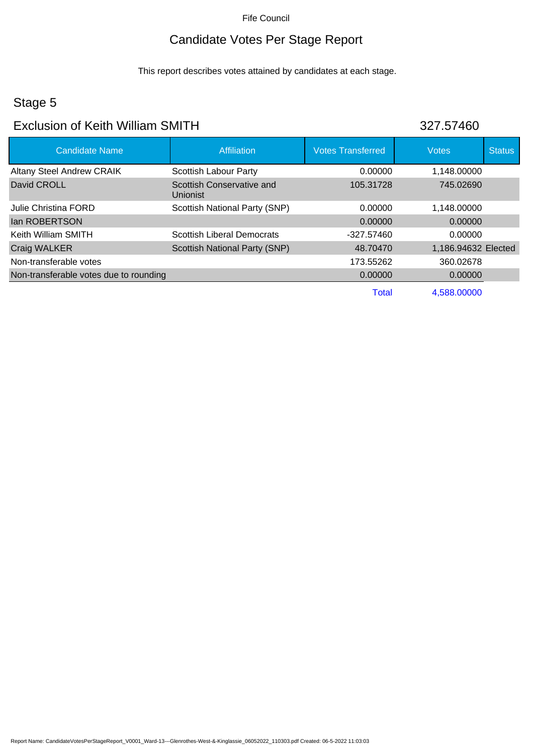Fife Council

# Candidate Votes Per Stage Report

This report describes votes attained by candidates at each stage.

## Stage 5

## Exclusion of Keith William SMITH

327.57460

| Candidate Name | Affiliation | Votes Transferred | Votes | Status |
|---|---|---|---|---|
| Altany Steel Andrew CRAIK | Scottish Labour Party | 0.00000 | 1,148.00000 | |
| David CROLL | Scottish Conservative and Unionist | 105.31728 | 745.02690 | |
| Julie Christina FORD | Scottish National Party (SNP) | 0.00000 | 1,148.00000 | |
| Ian ROBERTSON | | 0.00000 | 0.00000 | |
| Keith William SMITH | Scottish Liberal Democrats | -327.57460 | 0.00000 | |
| Craig WALKER | Scottish National Party (SNP) | 48.70470 | 1,186.94632 | Elected |
| Non-transferable votes | | 173.55262 | 360.02678 | |
| Non-transferable votes due to rounding | | 0.00000 | 0.00000 | |
| | | Total | 4,588.00000 | |

Report Name: CandidateVotesPerStageReport_V0001_Ward-13---Glenrothes-West-&-Kinglassie_06052022_110303.pdf Created: 06-5-2022 11:03:03